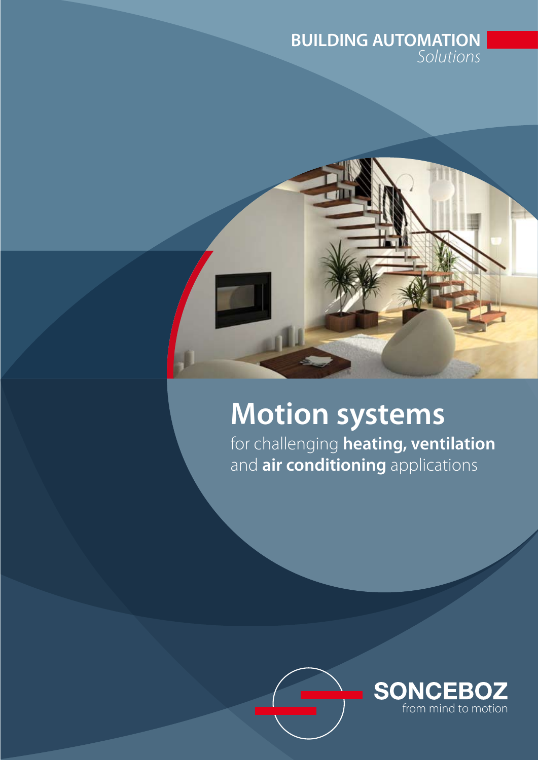**BUILDING AUTOMATION**
*Solutions*

# Motion systems

for challenging **heating, ventilation** and **air conditioning** applications

**SONCEBOZ**
from mind to motion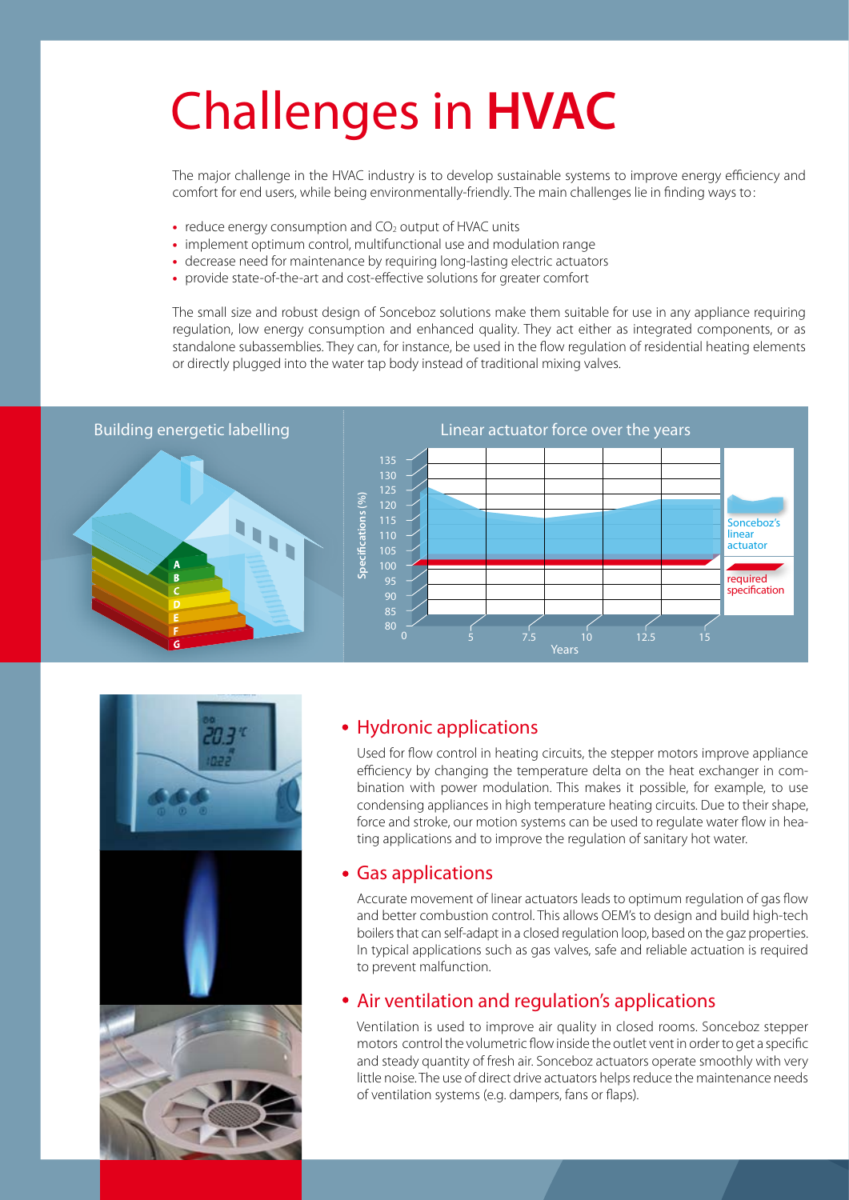# Challenges in **HVAC**

The major challenge in the HVAC industry is to develop sustainable systems to improve energy efficiency and comfort for end users, while being environmentally-friendly. The main challenges lie in finding ways to:

- reduce energy consumption and $CO_2$ output of HVAC units
- implement optimum control, multifunctional use and modulation range
- decrease need for maintenance by requiring long-lasting electric actuators
- provide state-of-the-art and cost-effective solutions for greater comfort

The small size and robust design of Sonceboz solutions make them suitable for use in any appliance requiring regulation, low energy consumption and enhanced quality. They act either as integrated components, or as standalone subassemblies. They can, for instance, be used in the flow regulation of residential heating elements or directly plugged into the water tap body instead of traditional mixing valves.

Building energetic labelling

Linear actuator force over the years

## • Hydronic applications

Used for flow control in heating circuits, the stepper motors improve appliance efficiency by changing the temperature delta on the heat exchanger in combination with power modulation. This makes it possible, for example, to use condensing appliances in high temperature heating circuits. Due to their shape, force and stroke, our motion systems can be used to regulate water flow in heating applications and to improve the regulation of sanitary hot water.

## • Gas applications

Accurate movement of linear actuators leads to optimum regulation of gas flow and better combustion control. This allows OEM's to design and build high-tech boilers that can self-adapt in a closed regulation loop, based on the gaz properties. In typical applications such as gas valves, safe and reliable actuation is required to prevent malfunction.

## • Air ventilation and regulation's applications

Ventilation is used to improve air quality in closed rooms. Sonceboz stepper motors control the volumetric flow inside the outlet vent in order to get a specific and steady quantity of fresh air. Sonceboz actuators operate smoothly with very little noise. The use of direct drive actuators helps reduce the maintenance needs of ventilation systems (e.g. dampers, fans or flaps).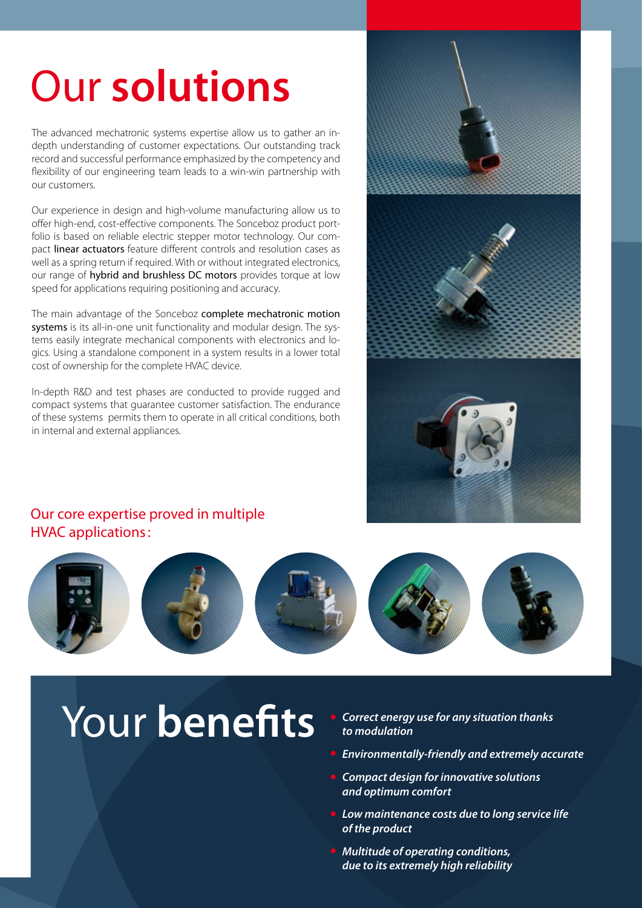# Our **solutions**

The advanced mechatronic systems expertise allow us to gather an in-depth understanding of customer expectations. Our outstanding track record and successful performance emphasized by the competency and flexibility of our engineering team leads to a win-win partnership with our customers.

Our experience in design and high-volume manufacturing allow us to offer high-end, cost-effective components. The Sonceboz product portfolio is based on reliable electric stepper motor technology. Our compact **linear actuators** feature different controls and resolution cases as well as a spring return if required. With or without integrated electronics, our range of **hybrid and brushless DC motors** provides torque at low speed for applications requiring positioning and accuracy.

The main advantage of the Sonceboz **complete mechatronic motion systems** is its all-in-one unit functionality and modular design. The systems easily integrate mechanical components with electronics and logics. Using a standalone component in a system results in a lower total cost of ownership for the complete HVAC device.

In-depth R&D and test phases are conducted to provide rugged and compact systems that guarantee customer satisfaction. The endurance of these systems permits them to operate in all critical conditions, both in internal and external appliances.

## Our core expertise proved in multiple HVAC applications:

# Your **benefits**

- ***Correct energy use for any situation thanks to modulation***
- ***Environmentally-friendly and extremely accurate***
- ***Compact design for innovative solutions and optimum comfort***
- ***Low maintenance costs due to long service life of the product***
- ***Multitude of operating conditions, due to its extremely high reliability***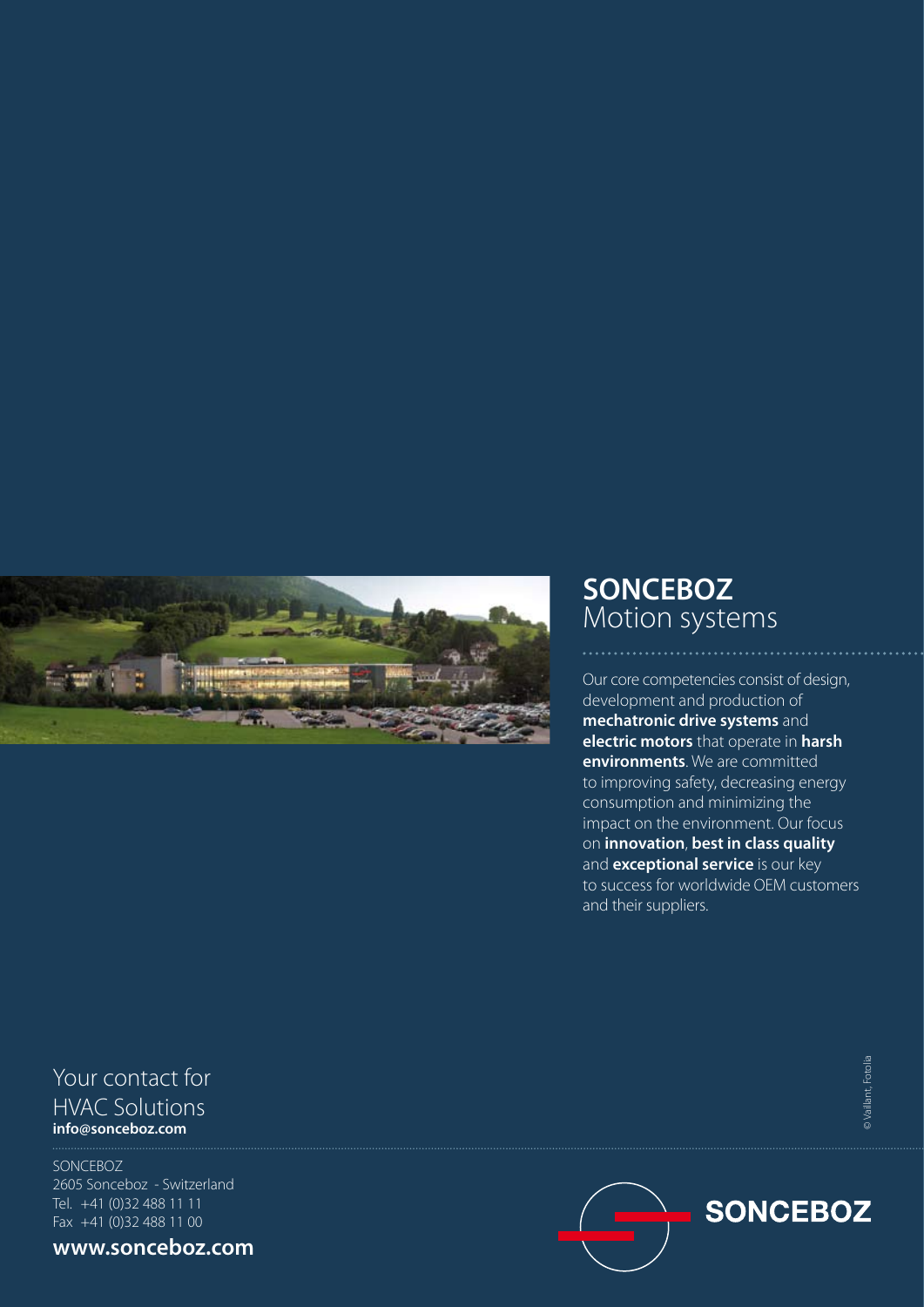## SONCEBOZ
Motion systems

Our core competencies consist of design, development and production of **mechatronic drive systems** and **electric motors** that operate in **harsh environments**. We are committed to improving safety, decreasing energy consumption and minimizing the impact on the environment. Our focus on **innovation**, **best in class quality** and **exceptional service** is our key to success for worldwide OEM customers and their suppliers.

Your contact for
HVAC Solutions
**info@sonceboz.com**

SONCEBOZ
2605 Sonceboz - Switzerland
Tel. +41 (0)32 488 11 11
Fax +41 (0)32 488 11 00

**www.sonceboz.com**

© Vaillant, Fotolia

SONCEBOZ